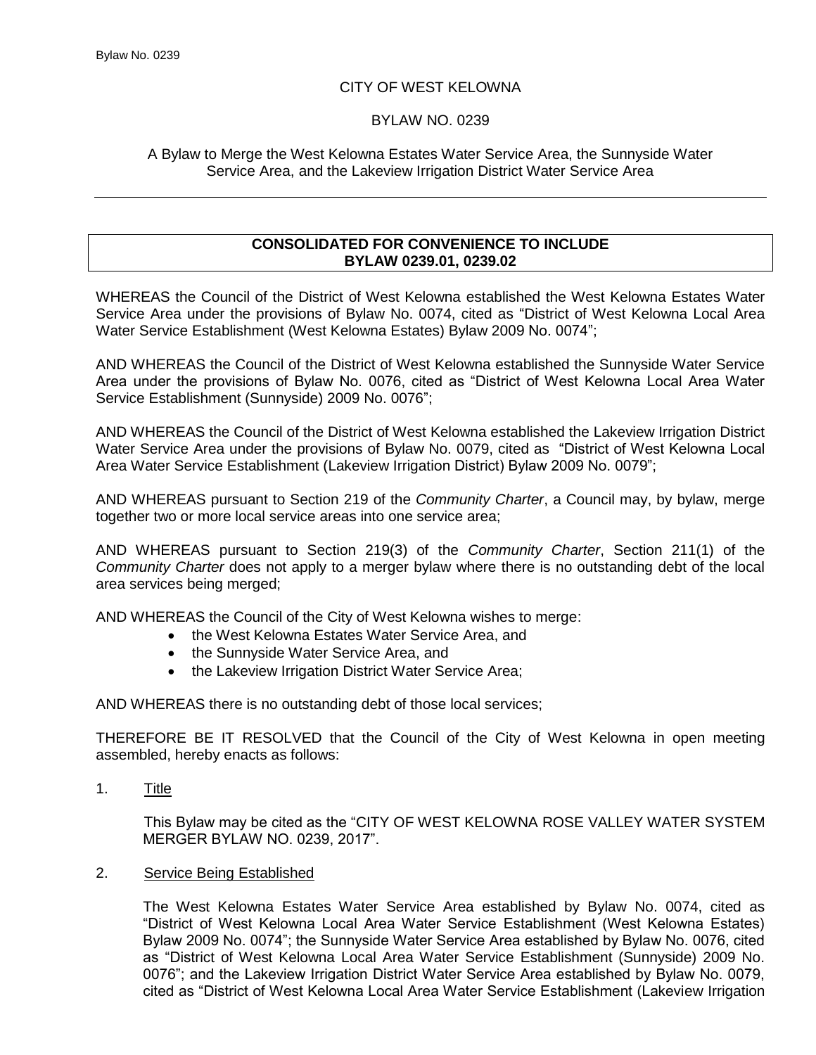CITY OF WEST KELOWNA

BYLAW NO. 0239

A Bylaw to Merge the West Kelowna Estates Water Service Area, the Sunnyside Water Service Area, and the Lakeview Irrigation District Water Service Area

---

**CONSOLIDATED FOR CONVENIENCE TO INCLUDE BYLAW 0239.01, 0239.02**

WHEREAS the Council of the District of West Kelowna established the West Kelowna Estates Water Service Area under the provisions of Bylaw No. 0074, cited as "District of West Kelowna Local Area Water Service Establishment (West Kelowna Estates) Bylaw 2009 No. 0074";

AND WHEREAS the Council of the District of West Kelowna established the Sunnyside Water Service Area under the provisions of Bylaw No. 0076, cited as "District of West Kelowna Local Area Water Service Establishment (Sunnyside) 2009 No. 0076";

AND WHEREAS the Council of the District of West Kelowna established the Lakeview Irrigation District Water Service Area under the provisions of Bylaw No. 0079, cited as "District of West Kelowna Local Area Water Service Establishment (Lakeview Irrigation District) Bylaw 2009 No. 0079";

AND WHEREAS pursuant to Section 219 of the *Community Charter*, a Council may, by bylaw, merge together two or more local service areas into one service area;

AND WHEREAS pursuant to Section 219(3) of the *Community Charter*, Section 211(1) of the *Community Charter* does not apply to a merger bylaw where there is no outstanding debt of the local area services being merged;

AND WHEREAS the Council of the City of West Kelowna wishes to merge:

- the West Kelowna Estates Water Service Area, and
- the Sunnyside Water Service Area, and
- the Lakeview Irrigation District Water Service Area;

AND WHEREAS there is no outstanding debt of those local services;

THEREFORE BE IT RESOLVED that the Council of the City of West Kelowna in open meeting assembled, hereby enacts as follows:

1. Title

   This Bylaw may be cited as the "CITY OF WEST KELOWNA ROSE VALLEY WATER SYSTEM MERGER BYLAW NO. 0239, 2017".

2. Service Being Established

   The West Kelowna Estates Water Service Area established by Bylaw No. 0074, cited as "District of West Kelowna Local Area Water Service Establishment (West Kelowna Estates) Bylaw 2009 No. 0074"; the Sunnyside Water Service Area established by Bylaw No. 0076, cited as "District of West Kelowna Local Area Water Service Establishment (Sunnyside) 2009 No. 0076"; and the Lakeview Irrigation District Water Service Area established by Bylaw No. 0079, cited as "District of West Kelowna Local Area Water Service Establishment (Lakeview Irrigation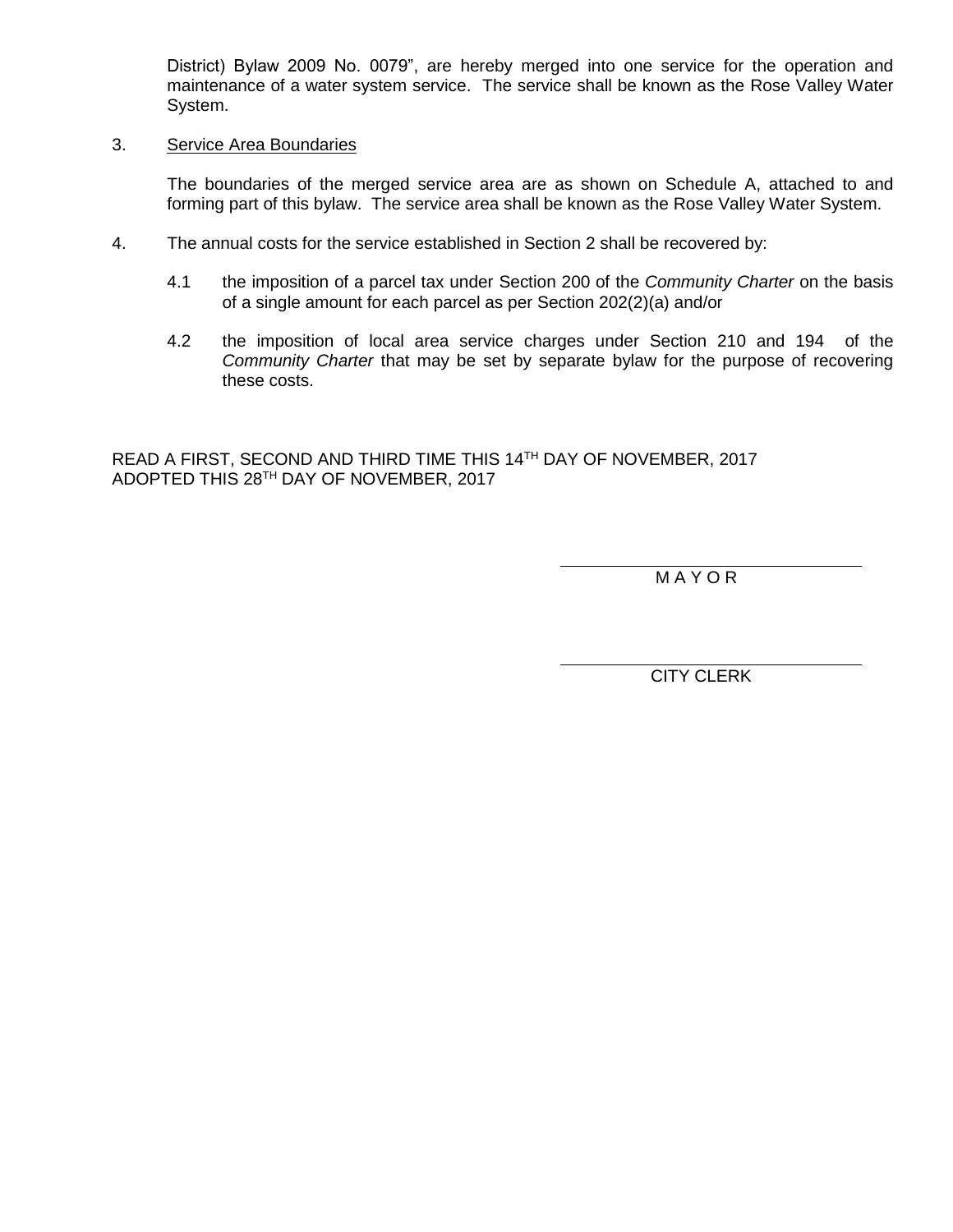District) Bylaw 2009 No. 0079", are hereby merged into one service for the operation and maintenance of a water system service. The service shall be known as the Rose Valley Water System.

3. Service Area Boundaries

   The boundaries of the merged service area are as shown on Schedule A, attached to and forming part of this bylaw. The service area shall be known as the Rose Valley Water System.

4. The annual costs for the service established in Section 2 shall be recovered by:

   4.1 the imposition of a parcel tax under Section 200 of the *Community Charter* on the basis of a single amount for each parcel as per Section 202(2)(a) and/or

   4.2 the imposition of local area service charges under Section 210 and 194 of the *Community Charter* that may be set by separate bylaw for the purpose of recovering these costs.

READ A FIRST, SECOND AND THIRD TIME THIS 14TH DAY OF NOVEMBER, 2017
ADOPTED THIS 28TH DAY OF NOVEMBER, 2017

\_\_\_\_\_\_\_\_\_\_\_\_\_\_\_\_\_\_\_\_\_\_\_\_\_\_\_\_
M A Y O R

\_\_\_\_\_\_\_\_\_\_\_\_\_\_\_\_\_\_\_\_\_\_\_\_\_\_\_\_
CITY CLERK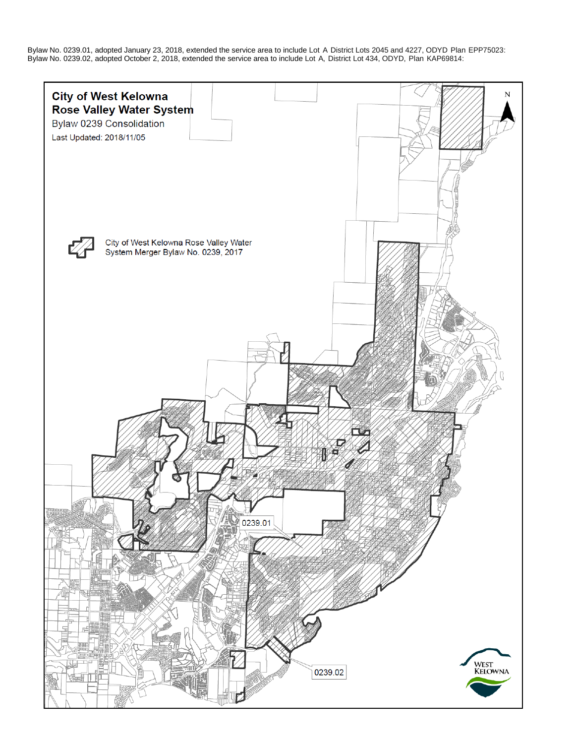Bylaw No. 0239.01, adopted January 23, 2018, extended the service area to include Lot A District Lots 2045 and 4227, ODYD Plan EPP75023:
Bylaw No. 0239.02, adopted October 2, 2018, extended the service area to include Lot A, District Lot 434, ODYD, Plan KAP69814:

**City of West Kelowna**
**Rose Valley Water System**
Bylaw 0239 Consolidation
Last Updated: 2018/11/05

City of West Kelowna Rose Valley Water System Merger Bylaw No. 0239, 2017

0239.01

0239.02

N

WEST KELOWNA